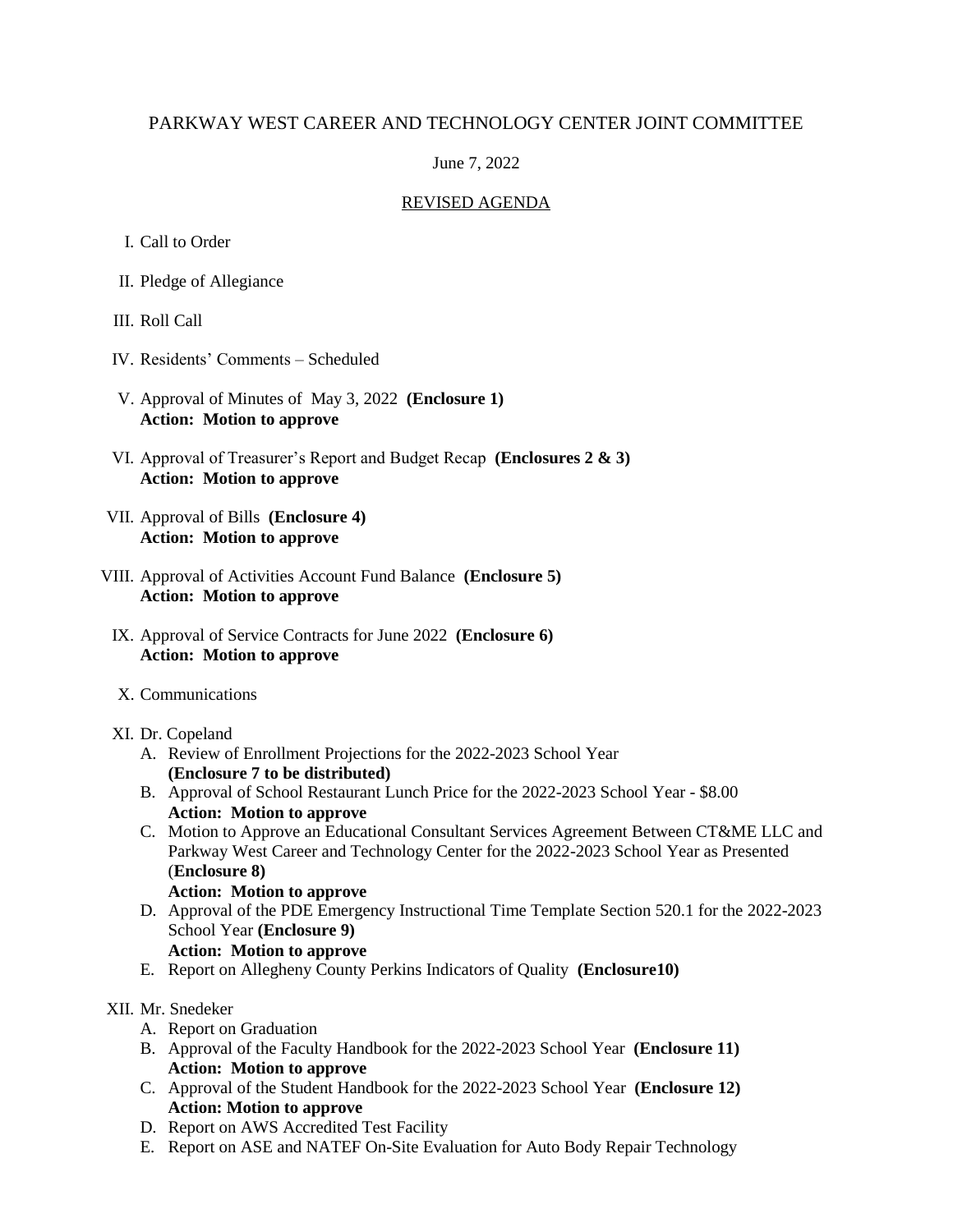# PARKWAY WEST CAREER AND TECHNOLOGY CENTER JOINT COMMITTEE

June 7, 2022

## REVISED AGENDA

I. Call to Order

II. Pledge of Allegiance

III. Roll Call

IV. Residents' Comments – Scheduled

V. Approval of Minutes of May 3, 2022 **(Enclosure 1)**
   **Action: Motion to approve**

VI. Approval of Treasurer's Report and Budget Recap **(Enclosures 2 & 3)**
   **Action: Motion to approve**

VII. Approval of Bills **(Enclosure 4)**
   **Action: Motion to approve**

VIII. Approval of Activities Account Fund Balance **(Enclosure 5)**
   **Action: Motion to approve**

IX. Approval of Service Contracts for June 2022 **(Enclosure 6)**
   **Action: Motion to approve**

X. Communications

XI. Dr. Copeland
   - A. Review of Enrollment Projections for the 2022-2023 School Year **(Enclosure 7 to be distributed)**
   - B. Approval of School Restaurant Lunch Price for the 2022-2023 School Year - $8.00
     **Action: Motion to approve**
   - C. Motion to Approve an Educational Consultant Services Agreement Between CT&ME LLC and Parkway West Career and Technology Center for the 2022-2023 School Year as Presented (**Enclosure 8)**
     **Action: Motion to approve**
   - D. Approval of the PDE Emergency Instructional Time Template Section 520.1 for the 2022-2023 School Year **(Enclosure 9)**
     **Action: Motion to approve**
   - E. Report on Allegheny County Perkins Indicators of Quality **(Enclosure10)**

XII. Mr. Snedeker
   - A. Report on Graduation
   - B. Approval of the Faculty Handbook for the 2022-2023 School Year **(Enclosure 11)**
     **Action: Motion to approve**
   - C. Approval of the Student Handbook for the 2022-2023 School Year **(Enclosure 12)**
     **Action: Motion to approve**
   - D. Report on AWS Accredited Test Facility
   - E. Report on ASE and NATEF On-Site Evaluation for Auto Body Repair Technology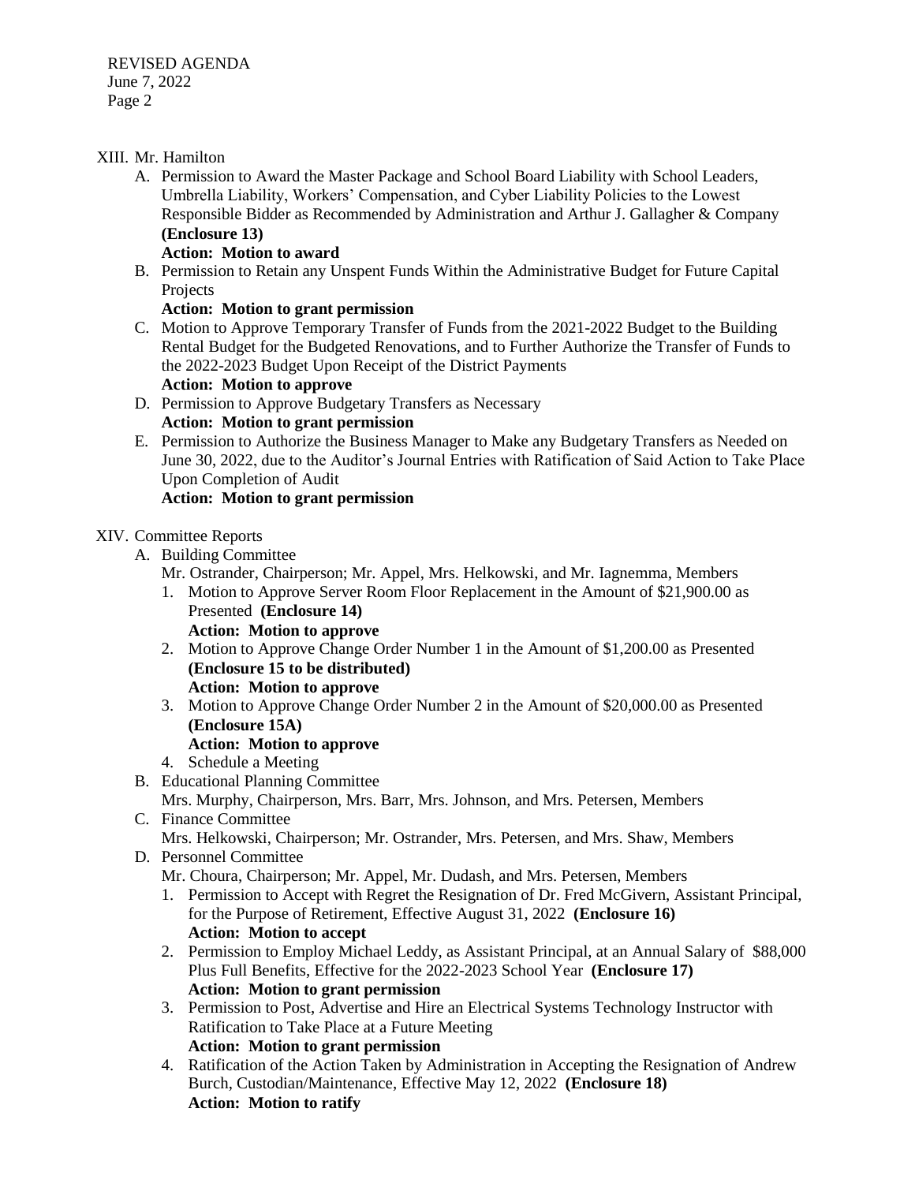XIII. Mr. Hamilton

A. Permission to Award the Master Package and School Board Liability with School Leaders, Umbrella Liability, Workers' Compensation, and Cyber Liability Policies to the Lowest Responsible Bidder as Recommended by Administration and Arthur J. Gallagher & Company **(Enclosure 13)**
**Action: Motion to award**

B. Permission to Retain any Unspent Funds Within the Administrative Budget for Future Capital Projects
**Action: Motion to grant permission**

C. Motion to Approve Temporary Transfer of Funds from the 2021-2022 Budget to the Building Rental Budget for the Budgeted Renovations, and to Further Authorize the Transfer of Funds to the 2022-2023 Budget Upon Receipt of the District Payments
**Action: Motion to approve**

D. Permission to Approve Budgetary Transfers as Necessary
**Action: Motion to grant permission**

E. Permission to Authorize the Business Manager to Make any Budgetary Transfers as Needed on June 30, 2022, due to the Auditor's Journal Entries with Ratification of Said Action to Take Place Upon Completion of Audit
**Action: Motion to grant permission**

XIV. Committee Reports

A. Building Committee
Mr. Ostrander, Chairperson; Mr. Appel, Mrs. Helkowski, and Mr. Iagnemma, Members

1. Motion to Approve Server Room Floor Replacement in the Amount of $21,900.00 as Presented **(Enclosure 14)**
   **Action: Motion to approve**
2. Motion to Approve Change Order Number 1 in the Amount of $1,200.00 as Presented **(Enclosure 15 to be distributed)**
   **Action: Motion to approve**
3. Motion to Approve Change Order Number 2 in the Amount of $20,000.00 as Presented **(Enclosure 15A)**
   **Action: Motion to approve**
4. Schedule a Meeting

B. Educational Planning Committee
Mrs. Murphy, Chairperson, Mrs. Barr, Mrs. Johnson, and Mrs. Petersen, Members

C. Finance Committee
Mrs. Helkowski, Chairperson; Mr. Ostrander, Mrs. Petersen, and Mrs. Shaw, Members

D. Personnel Committee
Mr. Choura, Chairperson; Mr. Appel, Mr. Dudash, and Mrs. Petersen, Members

1. Permission to Accept with Regret the Resignation of Dr. Fred McGivern, Assistant Principal, for the Purpose of Retirement, Effective August 31, 2022 **(Enclosure 16)**
   **Action: Motion to accept**
2. Permission to Employ Michael Leddy, as Assistant Principal, at an Annual Salary of $88,000 Plus Full Benefits, Effective for the 2022-2023 School Year **(Enclosure 17)**
   **Action: Motion to grant permission**
3. Permission to Post, Advertise and Hire an Electrical Systems Technology Instructor with Ratification to Take Place at a Future Meeting
   **Action: Motion to grant permission**
4. Ratification of the Action Taken by Administration in Accepting the Resignation of Andrew Burch, Custodian/Maintenance, Effective May 12, 2022 **(Enclosure 18)**
   **Action: Motion to ratify**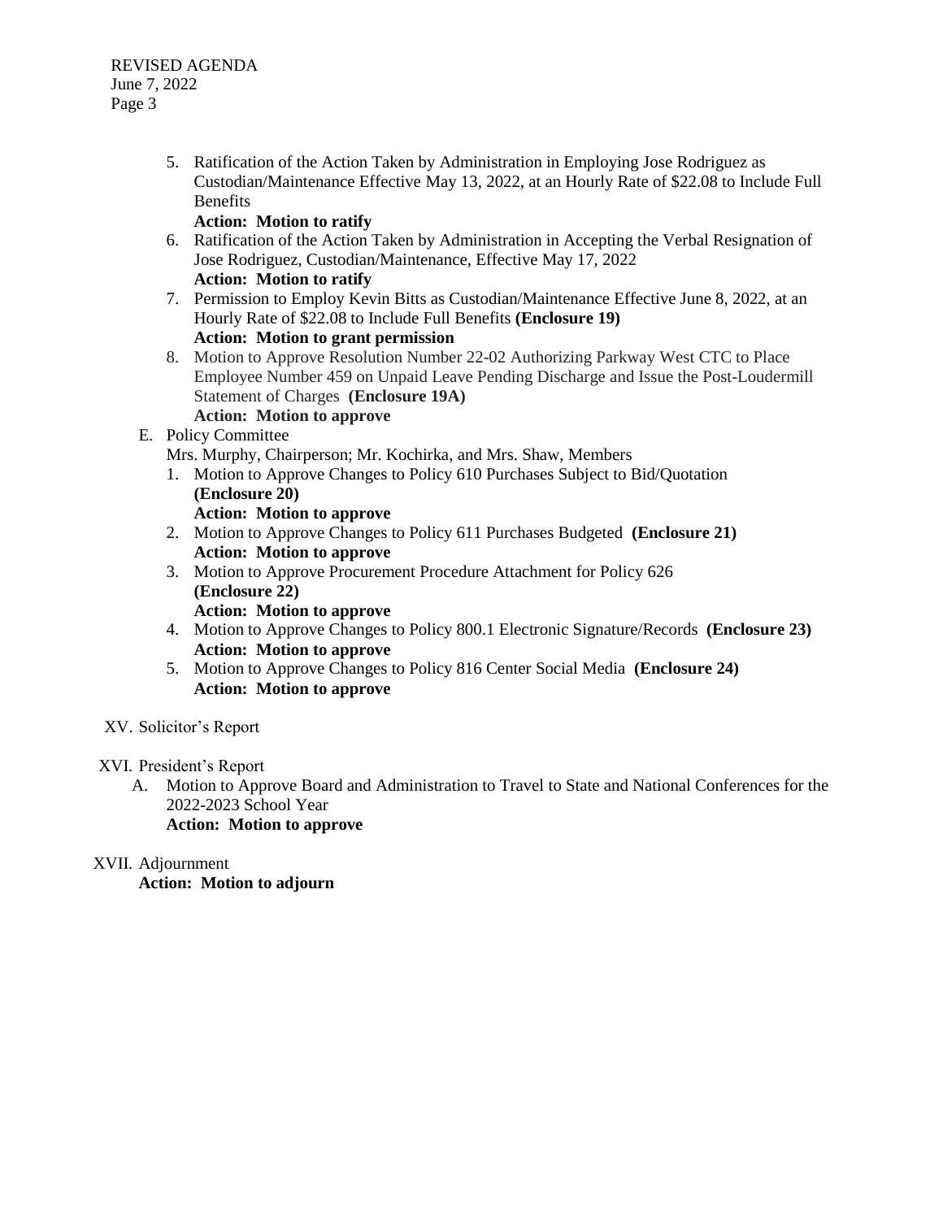5. Ratification of the Action Taken by Administration in Employing Jose Rodriguez as Custodian/Maintenance Effective May 13, 2022, at an Hourly Rate of $22.08 to Include Full Benefits
   **Action: Motion to ratify**
6. Ratification of the Action Taken by Administration in Accepting the Verbal Resignation of Jose Rodriguez, Custodian/Maintenance, Effective May 17, 2022
   **Action: Motion to ratify**
7. Permission to Employ Kevin Bitts as Custodian/Maintenance Effective June 8, 2022, at an Hourly Rate of $22.08 to Include Full Benefits **(Enclosure 19)**
   **Action: Motion to grant permission**
8. Motion to Approve Resolution Number 22-02 Authorizing Parkway West CTC to Place Employee Number 459 on Unpaid Leave Pending Discharge and Issue the Post-Loudermill Statement of Charges **(Enclosure 19A)**
   **Action: Motion to approve**

E. Policy Committee
   Mrs. Murphy, Chairperson; Mr. Kochirka, and Mrs. Shaw, Members
   1. Motion to Approve Changes to Policy 610 Purchases Subject to Bid/Quotation **(Enclosure 20)**
      **Action: Motion to approve**
   2. Motion to Approve Changes to Policy 611 Purchases Budgeted **(Enclosure 21)**
      **Action: Motion to approve**
   3. Motion to Approve Procurement Procedure Attachment for Policy 626 **(Enclosure 22)**
      **Action: Motion to approve**
   4. Motion to Approve Changes to Policy 800.1 Electronic Signature/Records **(Enclosure 23)**
      **Action: Motion to approve**
   5. Motion to Approve Changes to Policy 816 Center Social Media **(Enclosure 24)**
      **Action: Motion to approve**

XV. Solicitor's Report

XVI. President's Report

A. Motion to Approve Board and Administration to Travel to State and National Conferences for the 2022-2023 School Year
   **Action: Motion to approve**

XVII. Adjournment
   **Action: Motion to adjourn**